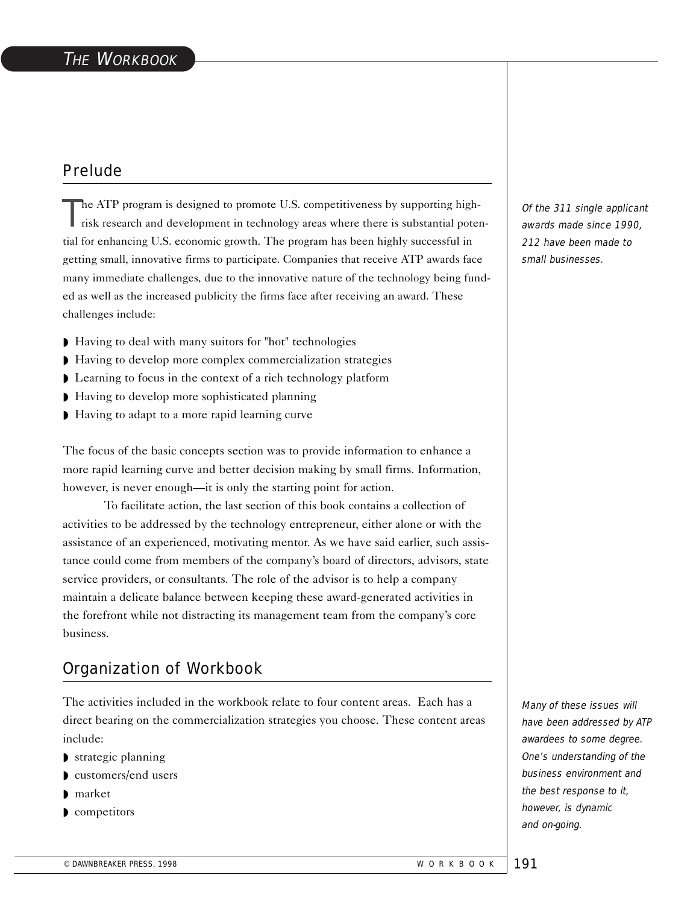## Prelude

The ATP program is designed to promote U.S. competitiveness by supporting high-risk research and development in technology areas where there is substantial potential for enhancing U.S. economic growth. The program has been highly successful in getting small, innovative firms to participate. Companies that receive ATP awards face many immediate challenges, due to the innovative nature of the technology being funded as well as the increased publicity the firms face after receiving an award. These challenges include:

*Of the 311 single applicant awards made since 1990, 212 have been made to small businesses.*

- Having to deal with many suitors for "hot" technologies
- Having to develop more complex commercialization strategies
- Learning to focus in the context of a rich technology platform
- Having to develop more sophisticated planning
- Having to adapt to a more rapid learning curve

The focus of the basic concepts section was to provide information to enhance a more rapid learning curve and better decision making by small firms. Information, however, is never enough—it is only the starting point for action.

To facilitate action, the last section of this book contains a collection of activities to be addressed by the technology entrepreneur, either alone or with the assistance of an experienced, motivating mentor. As we have said earlier, such assistance could come from members of the company's board of directors, advisors, state service providers, or consultants. The role of the advisor is to help a company maintain a delicate balance between keeping these award-generated activities in the forefront while not distracting its management team from the company's core business.

## Organization of Workbook

The activities included in the workbook relate to four content areas. Each has a direct bearing on the commercialization strategies you choose. These content areas include:

- strategic planning
- customers/end users
- market
- competitors

*Many of these issues will have been addressed by ATP awardees to some degree. One's understanding of the business environment and the best response to it, however, is dynamic and on-going.*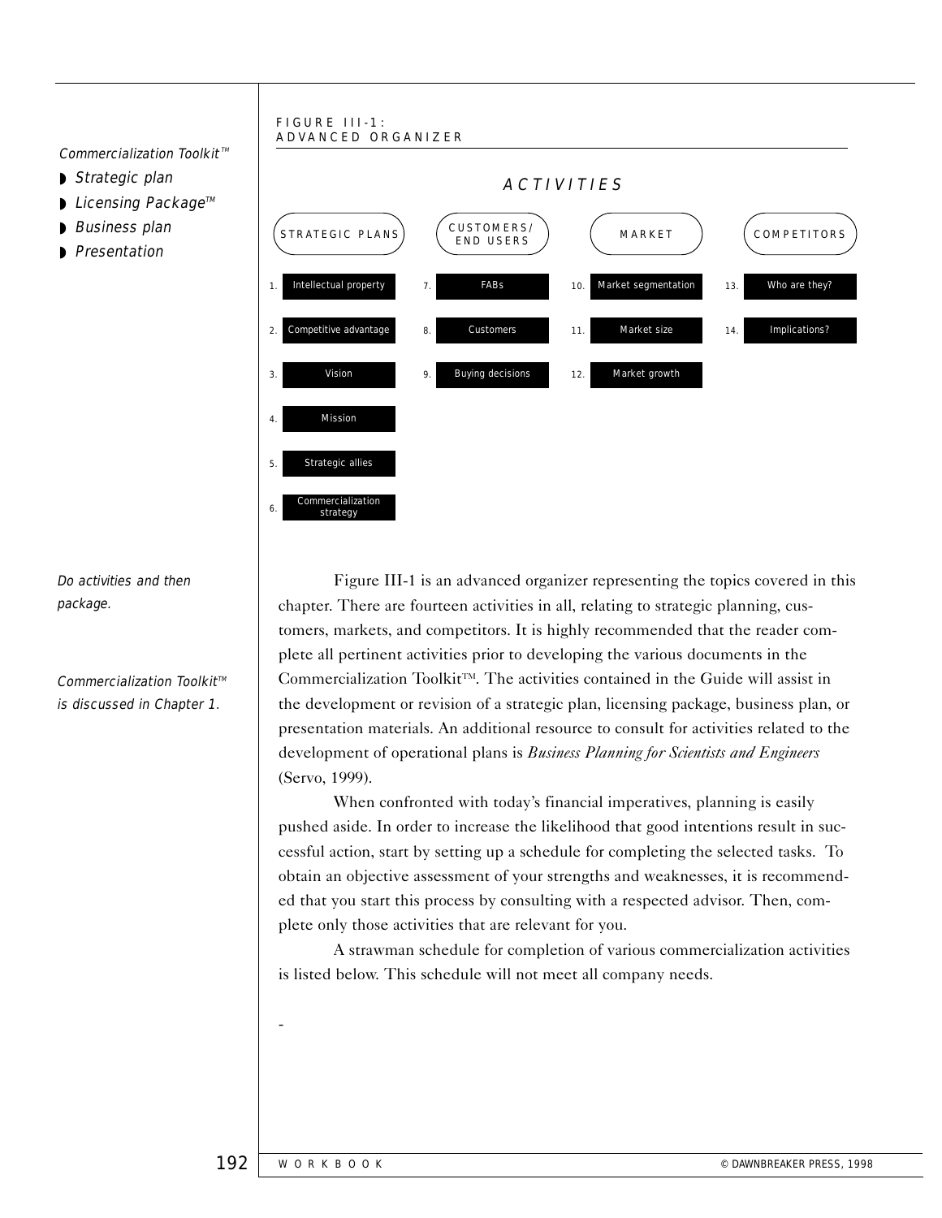*Commercialization Toolkit™*

- *Strategic plan*
- *Licensing Package™*
- *Business plan*
- *Presentation*

FIGURE III-1:
ADVANCED ORGANIZER

*ACTIVITIES*

| STRATEGIC PLANS | CUSTOMERS/ END USERS | MARKET | COMPETITORS |
|---|---|---|---|
| 1. Intellectual property | 7. FABs | 10. Market segmentation | 13. Who are they? |
| 2. Competitive advantage | 8. Customers | 11. Market size | 14. Implications? |
| 3. Vision | 9. Buying decisions | 12. Market growth | |
| 4. Mission | | | |
| 5. Strategic allies | | | |
| 6. Commercialization strategy | | | |

*Do activities and then package.*

*Commercialization Toolkit™ is discussed in Chapter 1.*

Figure III-1 is an advanced organizer representing the topics covered in this chapter. There are fourteen activities in all, relating to strategic planning, customers, markets, and competitors. It is highly recommended that the reader complete all pertinent activities prior to developing the various documents in the Commercialization Toolkit™. The activities contained in the Guide will assist in the development or revision of a strategic plan, licensing package, business plan, or presentation materials. An additional resource to consult for activities related to the development of operational plans is *Business Planning for Scientists and Engineers* (Servo, 1999).

When confronted with today's financial imperatives, planning is easily pushed aside. In order to increase the likelihood that good intentions result in successful action, start by setting up a schedule for completing the selected tasks. To obtain an objective assessment of your strengths and weaknesses, it is recommended that you start this process by consulting with a respected advisor. Then, complete only those activities that are relevant for you.

A strawman schedule for completion of various commercialization activities is listed below. This schedule will not meet all company needs.

-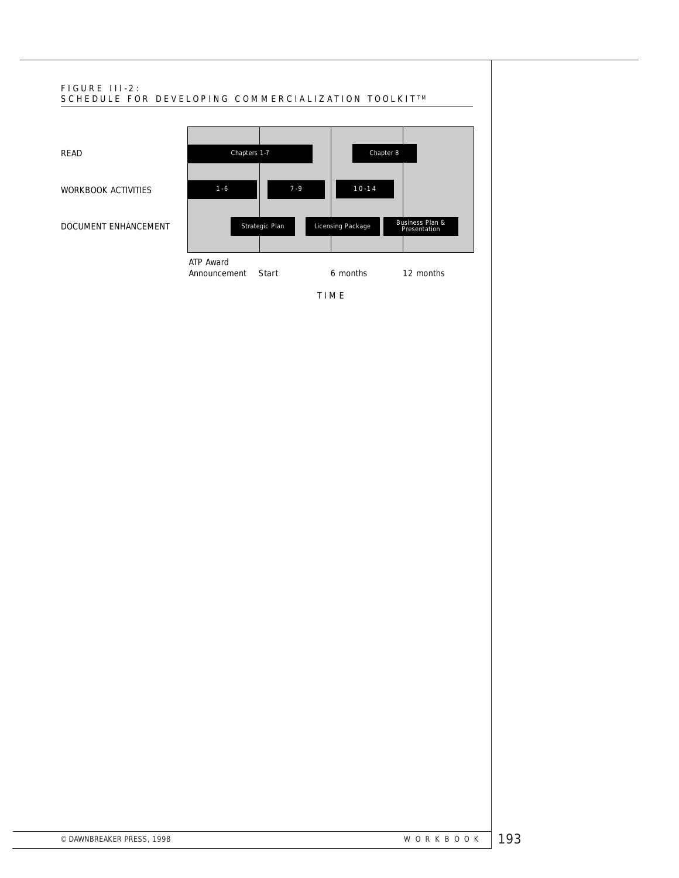FIGURE III-2:
SCHEDULE FOR DEVELOPING COMMERCIALIZATION TOOLKIT™

| | ATP Award Announcement | Start | 6 months | 12 months |
|---|---|---|---|---|
| READ | Chapters 1-7 | Chapters 1-7 | Chapter 8 | |
| WORKBOOK ACTIVITIES | 1-6 | 7-9 | 10-14 | |
| DOCUMENT ENHANCEMENT | Strategic Plan | Strategic Plan / Licensing Package | Licensing Package / Business Plan & Presentation | Business Plan & Presentation |

TIME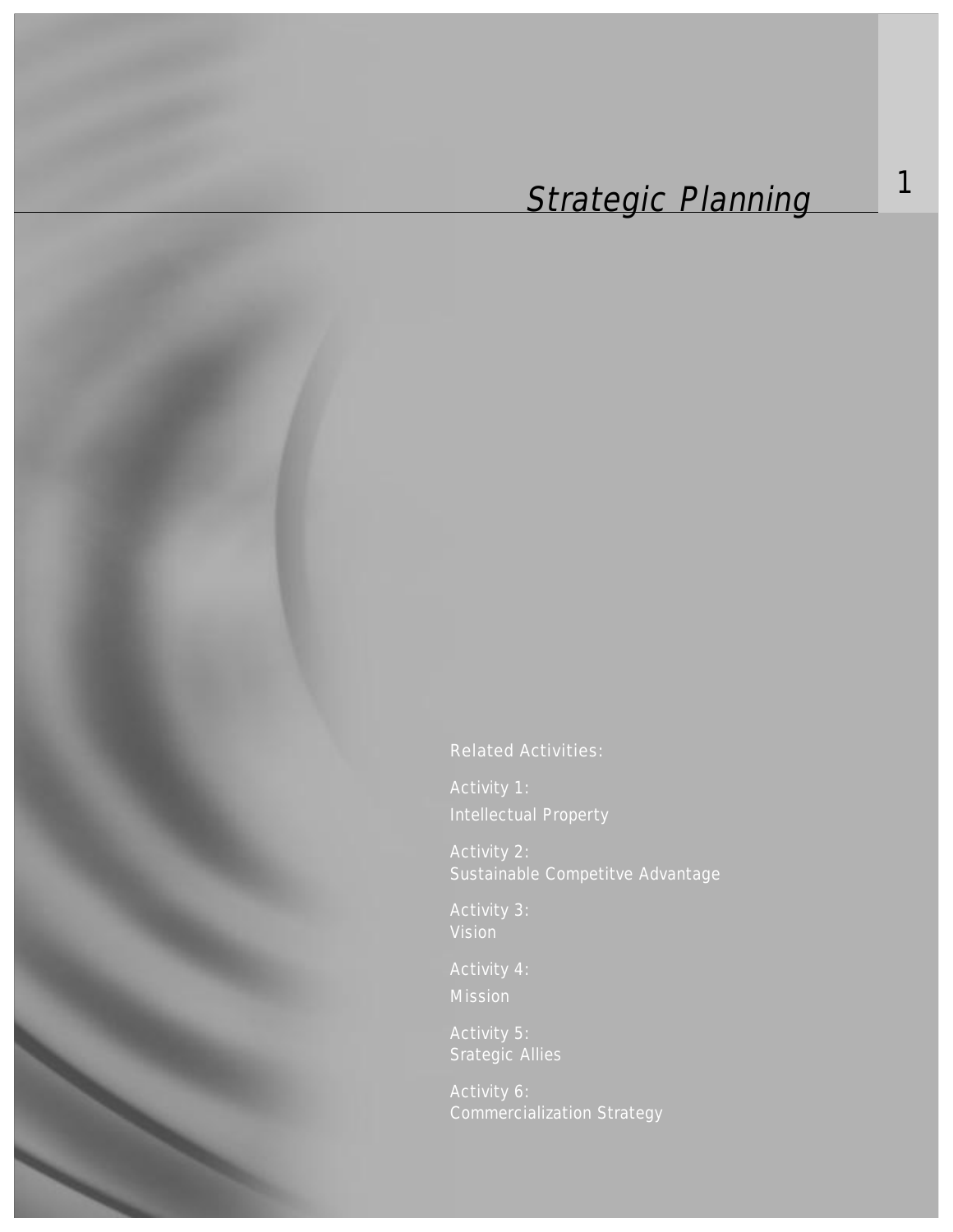# Strategic Planning

Related Activities:

Activity 1:
Intellectual Property

Activity 2:
Sustainable Competitve Advantage

Activity 3:
Vision

Activity 4:
Mission

Activity 5:
Srategic Allies

Activity 6:
Commercialization Strategy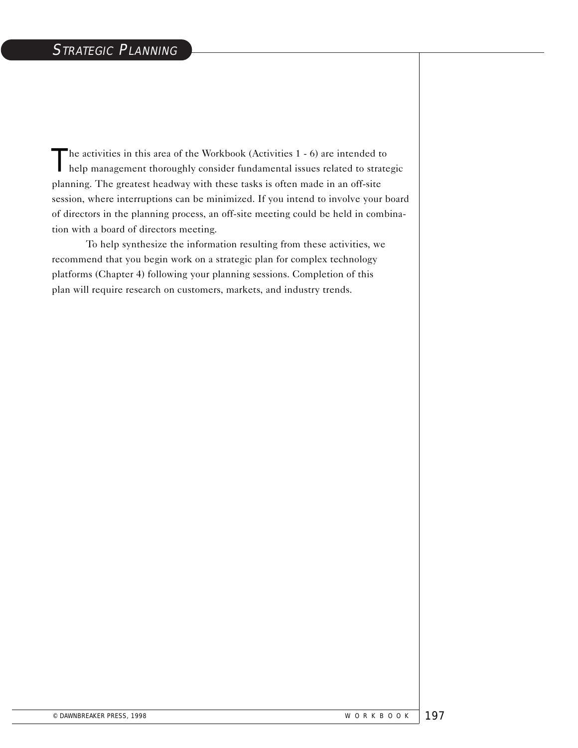# STRATEGIC PLANNING

The activities in this area of the Workbook (Activities 1 - 6) are intended to help management thoroughly consider fundamental issues related to strategic planning. The greatest headway with these tasks is often made in an off-site session, where interruptions can be minimized. If you intend to involve your board of directors in the planning process, an off-site meeting could be held in combination with a board of directors meeting.

To help synthesize the information resulting from these activities, we recommend that you begin work on a strategic plan for complex technology platforms (Chapter 4) following your planning sessions. Completion of this plan will require research on customers, markets, and industry trends.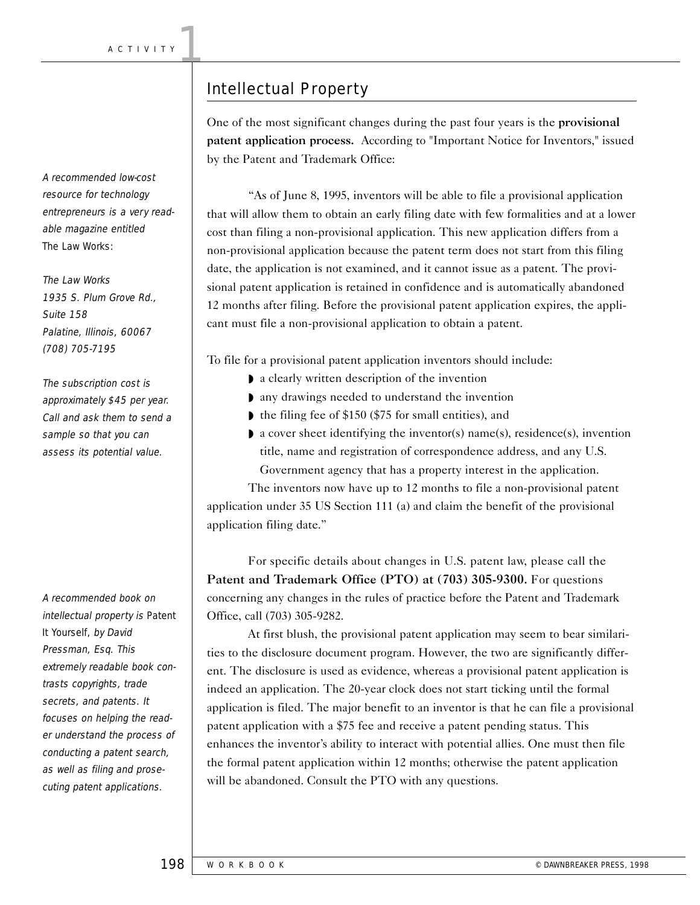## Intellectual Property

One of the most significant changes during the past four years is the **provisional patent application process.** According to "Important Notice for Inventors," issued by the Patent and Trademark Office:

"As of June 8, 1995, inventors will be able to file a provisional application that will allow them to obtain an early filing date with few formalities and at a lower cost than filing a non-provisional application. This new application differs from a non-provisional application because the patent term does not start from this filing date, the application is not examined, and it cannot issue as a patent. The provisional patent application is retained in confidence and is automatically abandoned 12 months after filing. Before the provisional patent application expires, the applicant must file a non-provisional application to obtain a patent.

To file for a provisional patent application inventors should include:

- a clearly written description of the invention
- any drawings needed to understand the invention
- the filing fee of $150 ($75 for small entities), and
- a cover sheet identifying the inventor(s) name(s), residence(s), invention title, name and registration of correspondence address, and any U.S. Government agency that has a property interest in the application.

The inventors now have up to 12 months to file a non-provisional patent application under 35 US Section 111 (a) and claim the benefit of the provisional application filing date."

For specific details about changes in U.S. patent law, please call the **Patent and Trademark Office (PTO) at (703) 305-9300.** For questions concerning any changes in the rules of practice before the Patent and Trademark Office, call (703) 305-9282.

At first blush, the provisional patent application may seem to bear similarities to the disclosure document program. However, the two are significantly different. The disclosure is used as evidence, whereas a provisional patent application is indeed an application. The 20-year clock does not start ticking until the formal application is filed. The major benefit to an inventor is that he can file a provisional patent application with a $75 fee and receive a patent pending status. This enhances the inventor's ability to interact with potential allies. One must then file the formal patent application within 12 months; otherwise the patent application will be abandoned. Consult the PTO with any questions.

*A recommended low-cost resource for technology entrepreneurs is a very readable magazine entitled* The Law Works:

*The Law Works*
*1935 S. Plum Grove Rd., Suite 158*
*Palatine, Illinois, 60067*
*(708) 705-7195*

*The subscription cost is approximately $45 per year. Call and ask them to send a sample so that you can assess its potential value.*

*A recommended book on intellectual property is* Patent It Yourself, *by David Pressman, Esq. This extremely readable book contrasts copyrights, trade secrets, and patents. It focuses on helping the reader understand the process of conducting a patent search, as well as filing and prosecuting patent applications.*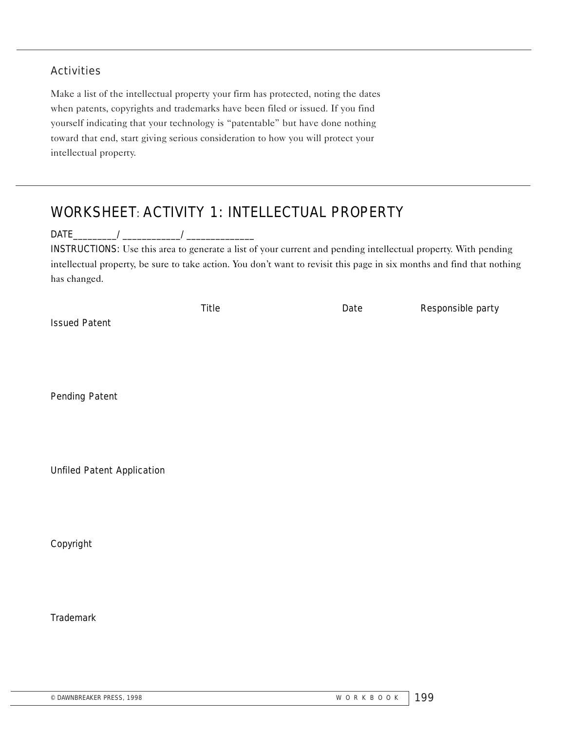## Activities

Make a list of the intellectual property your firm has protected, noting the dates when patents, copyrights and trademarks have been filed or issued. If you find yourself indicating that your technology is "patentable" but have done nothing toward that end, start giving serious consideration to how you will protect your intellectual property.

## WORKSHEET: ACTIVITY 1: INTELLECTUAL PROPERTY

DATE________/ ___________/ _____________

INSTRUCTIONS: Use this area to generate a list of your current and pending intellectual property. With pending intellectual property, be sure to take action. You don't want to revisit this page in six months and find that nothing has changed.

| | Title | Date | Responsible party |
|---|---|---|---|
| Issued Patent | | | |
| Pending Patent | | | |
| Unfiled Patent Application | | | |
| Copyright | | | |
| Trademark | | | |

© DAWNBREAKER PRESS, 1998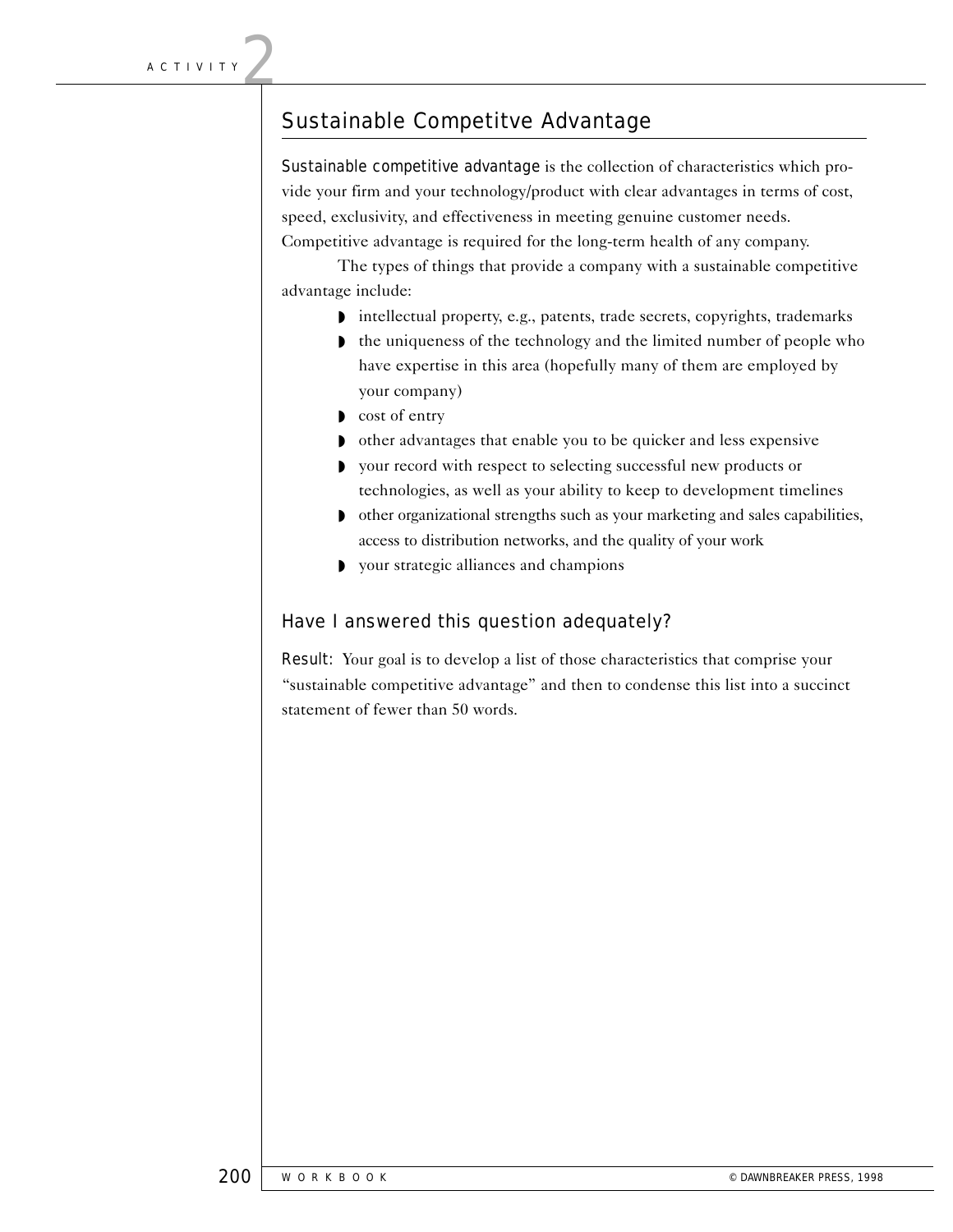ACTIVITY 2

## Sustainable Competitve Advantage

Sustainable competitive advantage is the collection of characteristics which provide your firm and your technology/product with clear advantages in terms of cost, speed, exclusivity, and effectiveness in meeting genuine customer needs. Competitive advantage is required for the long-term health of any company.

The types of things that provide a company with a sustainable competitive advantage include:

- intellectual property, e.g., patents, trade secrets, copyrights, trademarks
- the uniqueness of the technology and the limited number of people who have expertise in this area (hopefully many of them are employed by your company)
- cost of entry
- other advantages that enable you to be quicker and less expensive
- your record with respect to selecting successful new products or technologies, as well as your ability to keep to development timelines
- other organizational strengths such as your marketing and sales capabilities, access to distribution networks, and the quality of your work
- your strategic alliances and champions

### Have I answered this question adequately?

Result: Your goal is to develop a list of those characteristics that comprise your "sustainable competitive advantage" and then to condense this list into a succinct statement of fewer than 50 words.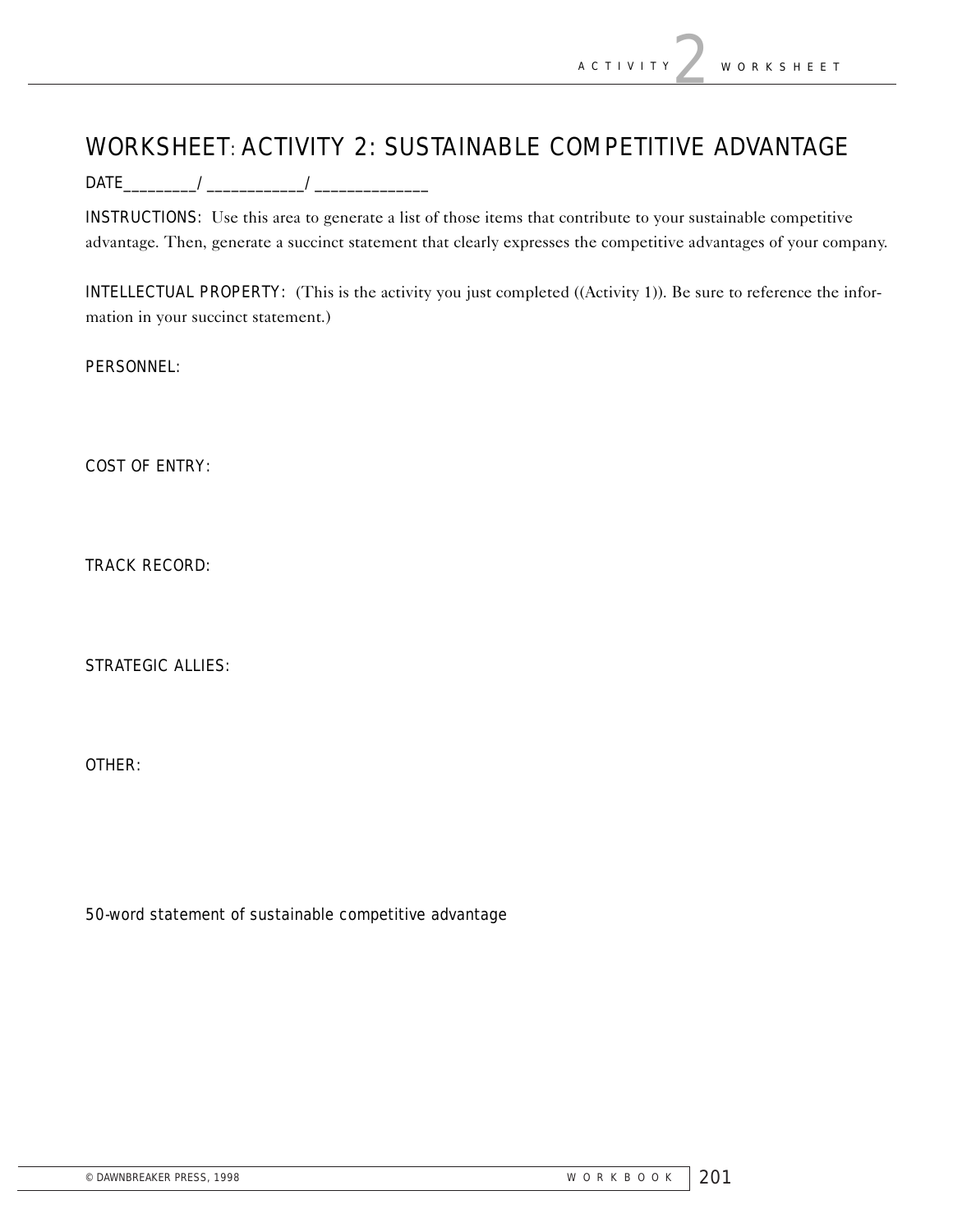# WORKSHEET: ACTIVITY 2: SUSTAINABLE COMPETITIVE ADVANTAGE

DATE_________/ ____________/ ______________

INSTRUCTIONS: Use this area to generate a list of those items that contribute to your sustainable competitive advantage. Then, generate a succinct statement that clearly expresses the competitive advantages of your company.

INTELLECTUAL PROPERTY: (This is the activity you just completed ((Activity 1)). Be sure to reference the information in your succinct statement.)

PERSONNEL:

COST OF ENTRY:

TRACK RECORD:

STRATEGIC ALLIES:

OTHER:

50-word statement of sustainable competitive advantage

© DAWNBREAKER PRESS, 1998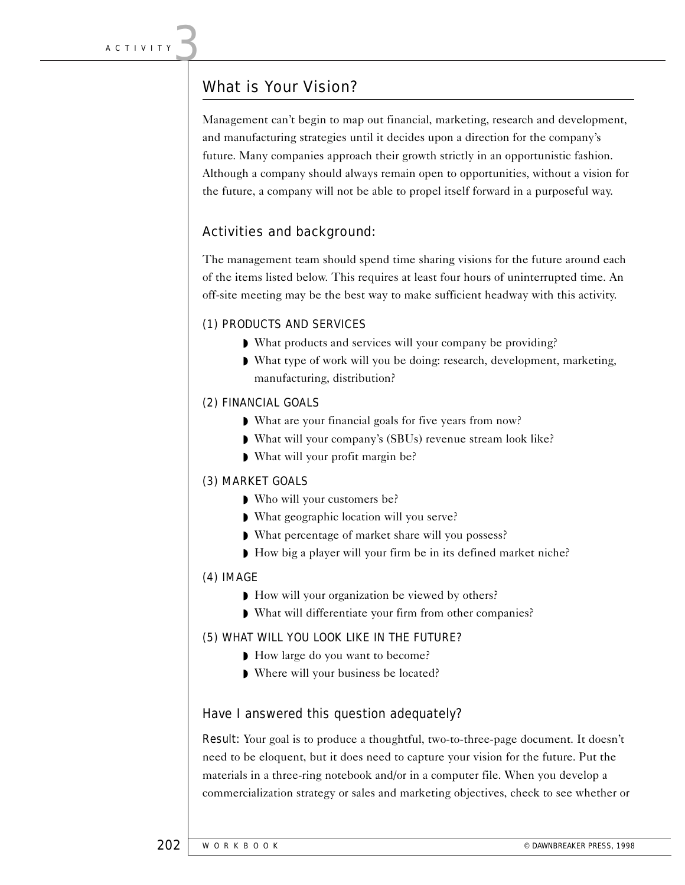ACTIVITY 3

## What is Your Vision?

Management can't begin to map out financial, marketing, research and development, and manufacturing strategies until it decides upon a direction for the company's future. Many companies approach their growth strictly in an opportunistic fashion. Although a company should always remain open to opportunities, without a vision for the future, a company will not be able to propel itself forward in a purposeful way.

### Activities and background:

The management team should spend time sharing visions for the future around each of the items listed below. This requires at least four hours of uninterrupted time. An off-site meeting may be the best way to make sufficient headway with this activity.

(1) PRODUCTS AND SERVICES

- What products and services will your company be providing?
- What type of work will you be doing: research, development, marketing, manufacturing, distribution?

(2) FINANCIAL GOALS

- What are your financial goals for five years from now?
- What will your company's (SBUs) revenue stream look like?
- What will your profit margin be?

(3) MARKET GOALS

- Who will your customers be?
- What geographic location will you serve?
- What percentage of market share will you possess?
- How big a player will your firm be in its defined market niche?

(4) IMAGE

- How will your organization be viewed by others?
- What will differentiate your firm from other companies?

(5) WHAT WILL YOU LOOK LIKE IN THE FUTURE?

- How large do you want to become?
- Where will your business be located?

### Have I answered this question adequately?

Result: Your goal is to produce a thoughtful, two-to-three-page document. It doesn't need to be eloquent, but it does need to capture your vision for the future. Put the materials in a three-ring notebook and/or in a computer file. When you develop a commercialization strategy or sales and marketing objectives, check to see whether or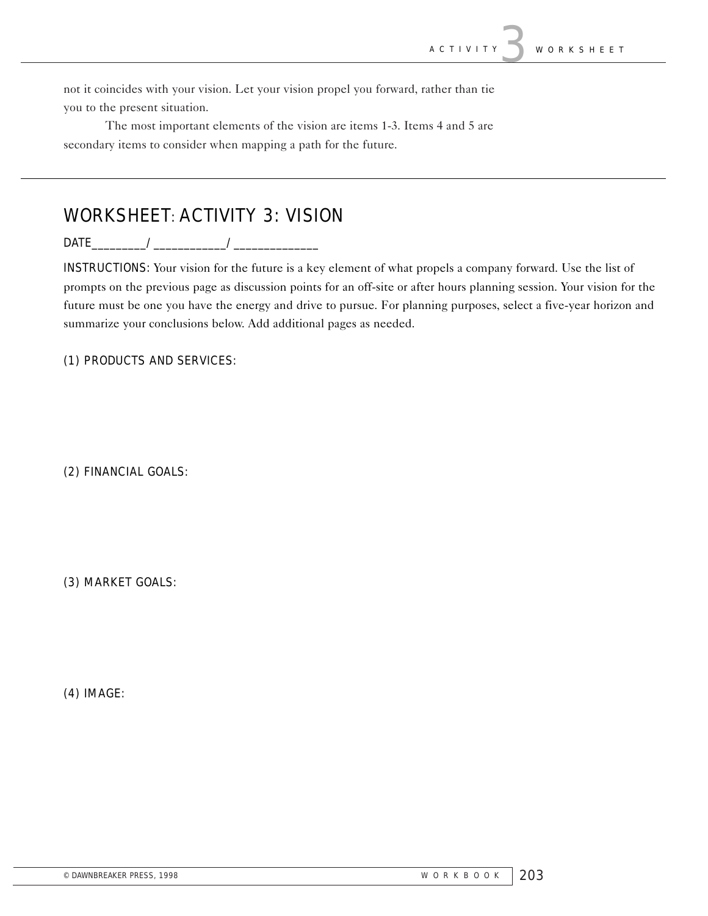not it coincides with your vision. Let your vision propel you forward, rather than tie you to the present situation.

The most important elements of the vision are items 1-3. Items 4 and 5 are secondary items to consider when mapping a path for the future.

---

## WORKSHEET: ACTIVITY 3: VISION

DATE________/ ___________/ _____________

INSTRUCTIONS: Your vision for the future is a key element of what propels a company forward. Use the list of prompts on the previous page as discussion points for an off-site or after hours planning session. Your vision for the future must be one you have the energy and drive to pursue. For planning purposes, select a five-year horizon and summarize your conclusions below. Add additional pages as needed.

(1) PRODUCTS AND SERVICES:

(2) FINANCIAL GOALS:

(3) MARKET GOALS:

(4) IMAGE: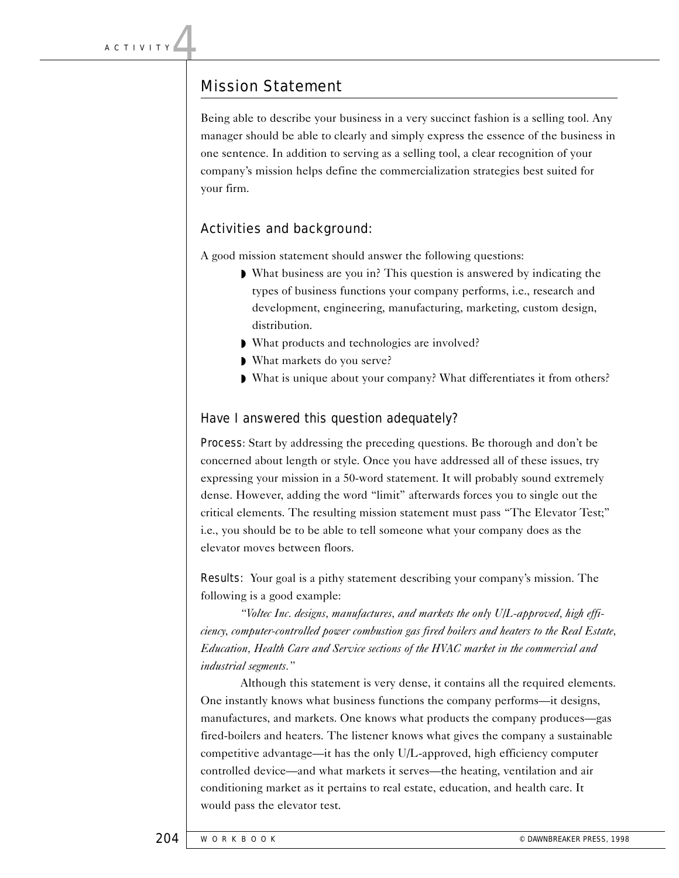ACTIVITY 4

# Mission Statement

Being able to describe your business in a very succinct fashion is a selling tool. Any manager should be able to clearly and simply express the essence of the business in one sentence. In addition to serving as a selling tool, a clear recognition of your company's mission helps define the commercialization strategies best suited for your firm.

## Activities and background:

A good mission statement should answer the following questions:

- What business are you in? This question is answered by indicating the types of business functions your company performs, i.e., research and development, engineering, manufacturing, marketing, custom design, distribution.
- What products and technologies are involved?
- What markets do you serve?
- What is unique about your company? What differentiates it from others?

## Have I answered this question adequately?

Process: Start by addressing the preceding questions. Be thorough and don't be concerned about length or style. Once you have addressed all of these issues, try expressing your mission in a 50-word statement. It will probably sound extremely dense. However, adding the word "limit" afterwards forces you to single out the critical elements. The resulting mission statement must pass "The Elevator Test;" i.e., you should be to be able to tell someone what your company does as the elevator moves between floors.

Results: Your goal is a pithy statement describing your company's mission. The following is a good example:

*"Voltec Inc. designs, manufactures, and markets the only U/L-approved, high efficiency, computer-controlled power combustion gas fired boilers and heaters to the Real Estate, Education, Health Care and Service sections of the HVAC market in the commercial and industrial segments."*

Although this statement is very dense, it contains all the required elements. One instantly knows what business functions the company performs—it designs, manufactures, and markets. One knows what products the company produces—gas fired-boilers and heaters. The listener knows what gives the company a sustainable competitive advantage—it has the only U/L-approved, high efficiency computer controlled device—and what markets it serves—the heating, ventilation and air conditioning market as it pertains to real estate, education, and health care. It would pass the elevator test.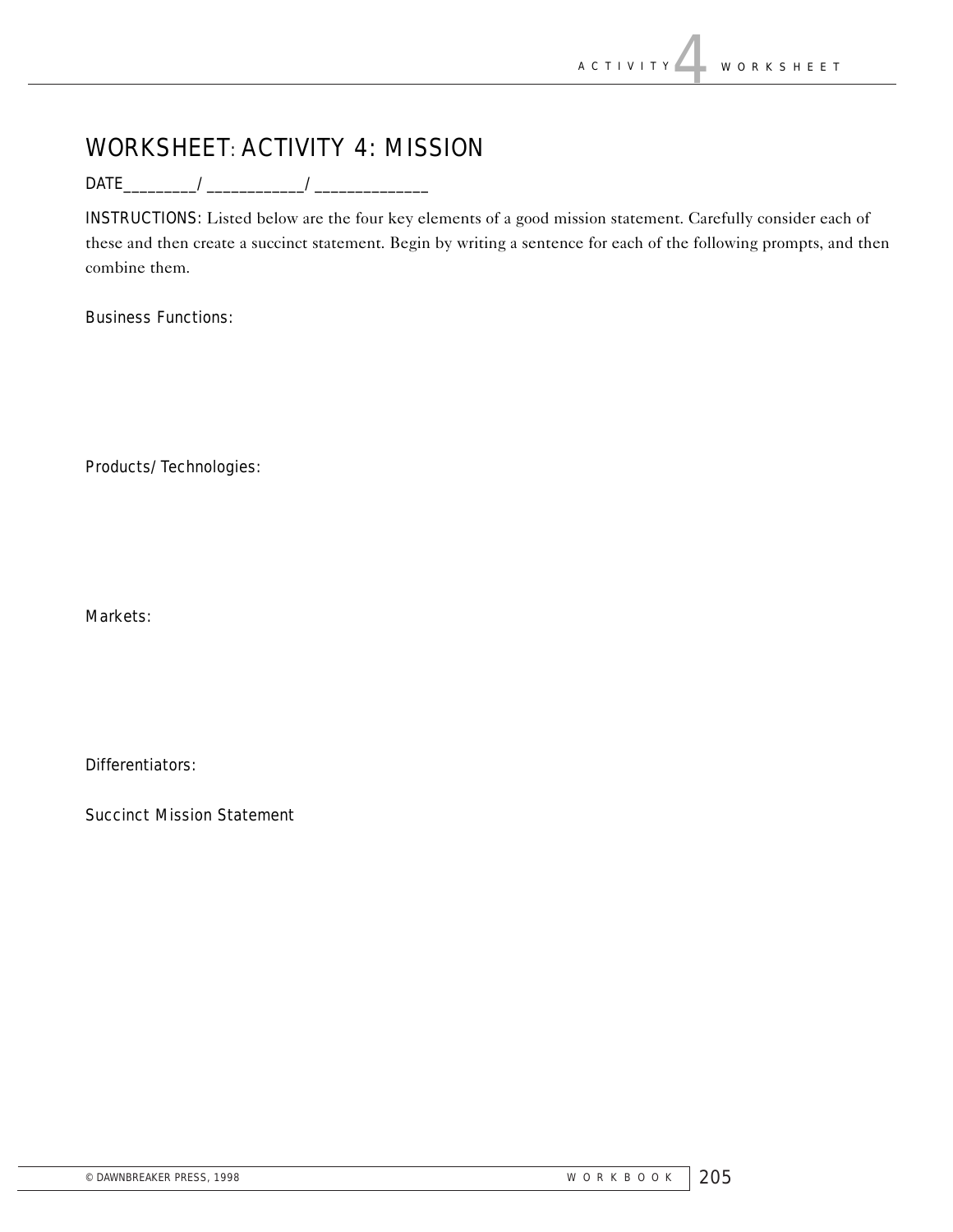# WORKSHEET: ACTIVITY 4: MISSION

DATE_________/ ____________/ ______________

INSTRUCTIONS: Listed below are the four key elements of a good mission statement. Carefully consider each of these and then create a succinct statement. Begin by writing a sentence for each of the following prompts, and then combine them.

Business Functions:

Products/Technologies:

Markets:

Differentiators:

Succinct Mission Statement

© DAWNBREAKER PRESS, 1998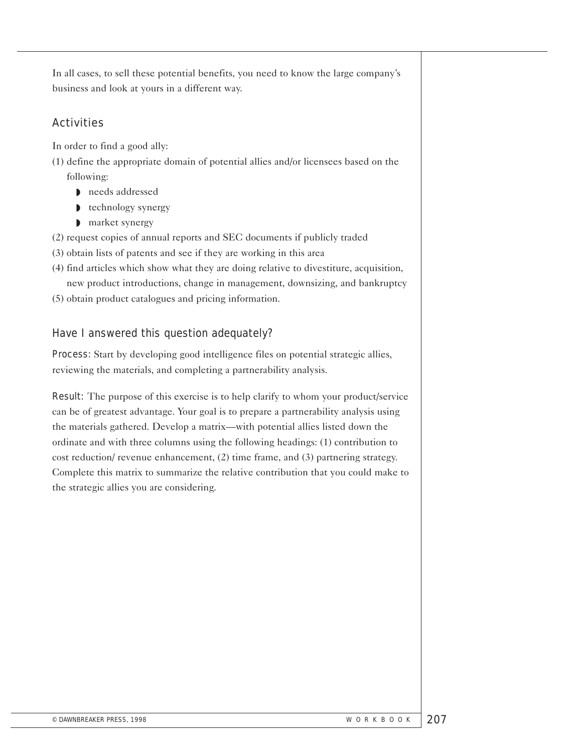In all cases, to sell these potential benefits, you need to know the large company's business and look at yours in a different way.

## Activities

In order to find a good ally:

(1) define the appropriate domain of potential allies and/or licensees based on the following:
- needs addressed
- technology synergy
- market synergy

(2) request copies of annual reports and SEC documents if publicly traded

(3) obtain lists of patents and see if they are working in this area

(4) find articles which show what they are doing relative to divestiture, acquisition, new product introductions, change in management, downsizing, and bankruptcy

(5) obtain product catalogues and pricing information.

## Have I answered this question adequately?

Process: Start by developing good intelligence files on potential strategic allies, reviewing the materials, and completing a partnerability analysis.

Result: The purpose of this exercise is to help clarify to whom your product/service can be of greatest advantage. Your goal is to prepare a partnerability analysis using the materials gathered. Develop a matrix—with potential allies listed down the ordinate and with three columns using the following headings: (1) contribution to cost reduction/ revenue enhancement, (2) time frame, and (3) partnering strategy. Complete this matrix to summarize the relative contribution that you could make to the strategic allies you are considering.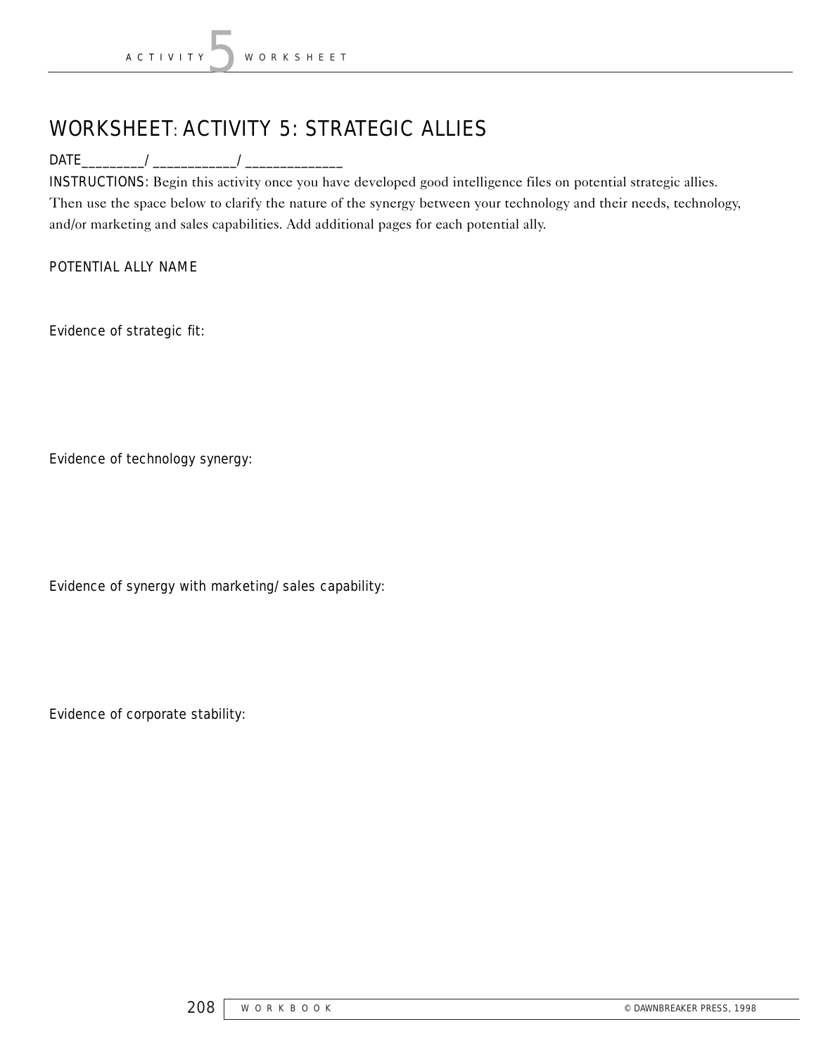# WORKSHEET: ACTIVITY 5: STRATEGIC ALLIES

DATE_________/ ____________/ ______________

INSTRUCTIONS: Begin this activity once you have developed good intelligence files on potential strategic allies. Then use the space below to clarify the nature of the synergy between your technology and their needs, technology, and/or marketing and sales capabilities. Add additional pages for each potential ally.

POTENTIAL ALLY NAME

Evidence of strategic fit:

Evidence of technology synergy:

Evidence of synergy with marketing/sales capability:

Evidence of corporate stability: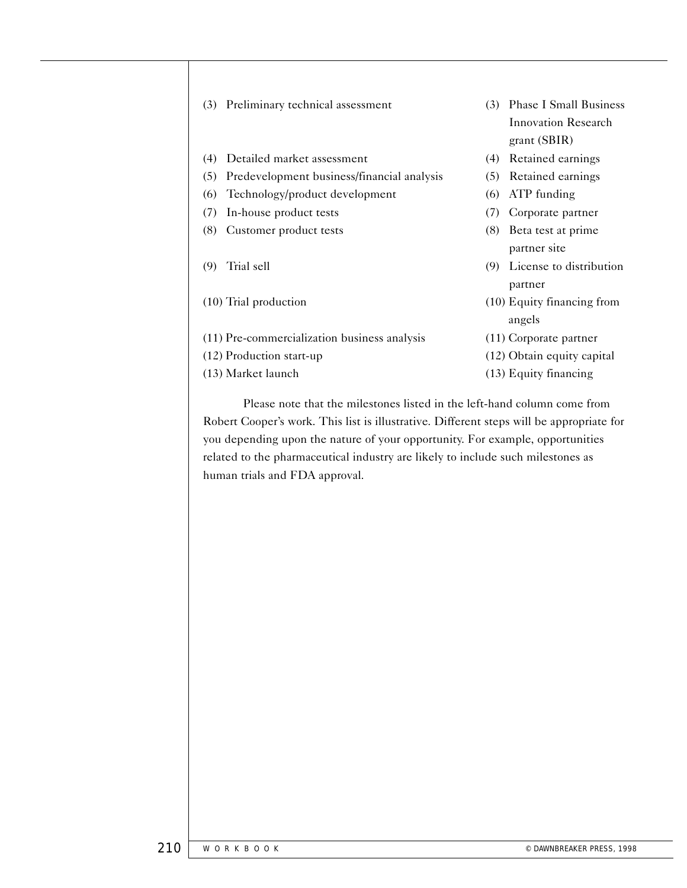| | |
|---|---|
| (3) Preliminary technical assessment | (3) Phase I Small Business Innovation Research grant (SBIR) |
| (4) Detailed market assessment | (4) Retained earnings |
| (5) Predevelopment business/financial analysis | (5) Retained earnings |
| (6) Technology/product development | (6) ATP funding |
| (7) In-house product tests | (7) Corporate partner |
| (8) Customer product tests | (8) Beta test at prime partner site |
| (9) Trial sell | (9) License to distribution partner |
| (10) Trial production | (10) Equity financing from angels |
| (11) Pre-commercialization business analysis | (11) Corporate partner |
| (12) Production start-up | (12) Obtain equity capital |
| (13) Market launch | (13) Equity financing |

Please note that the milestones listed in the left-hand column come from Robert Cooper's work. This list is illustrative. Different steps will be appropriate for you depending upon the nature of your opportunity. For example, opportunities related to the pharmaceutical industry are likely to include such milestones as human trials and FDA approval.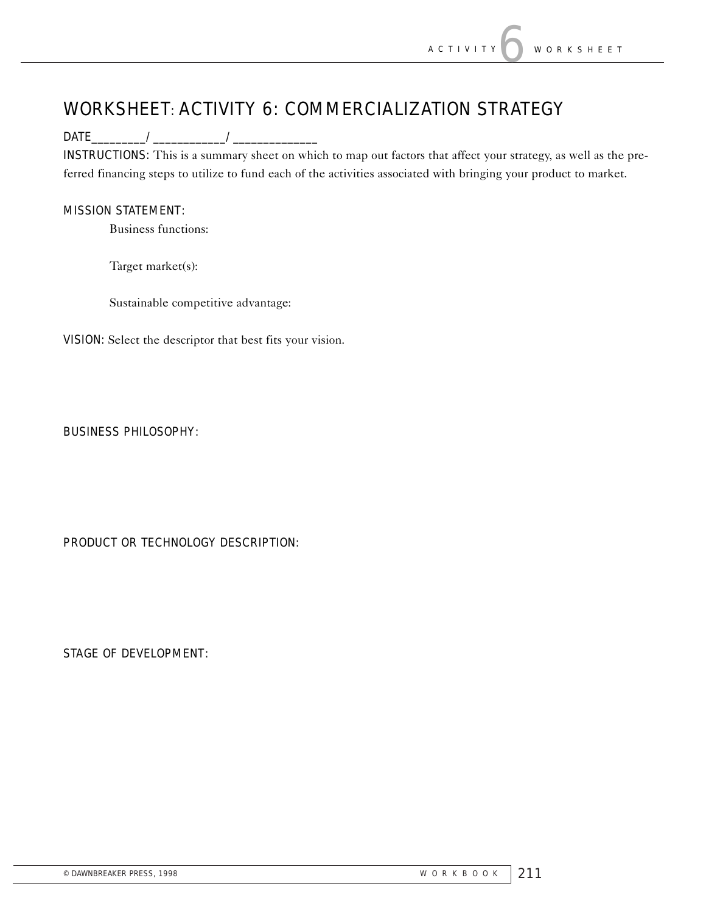# WORKSHEET: ACTIVITY 6: COMMERCIALIZATION STRATEGY

DATE_________/ ____________/ ______________

INSTRUCTIONS: This is a summary sheet on which to map out factors that affect your strategy, as well as the preferred financing steps to utilize to fund each of the activities associated with bringing your product to market.

MISSION STATEMENT:

Business functions:

Target market(s):

Sustainable competitive advantage:

VISION: Select the descriptor that best fits your vision.

BUSINESS PHILOSOPHY:

PRODUCT OR TECHNOLOGY DESCRIPTION:

STAGE OF DEVELOPMENT:

© DAWNBREAKER PRESS, 1998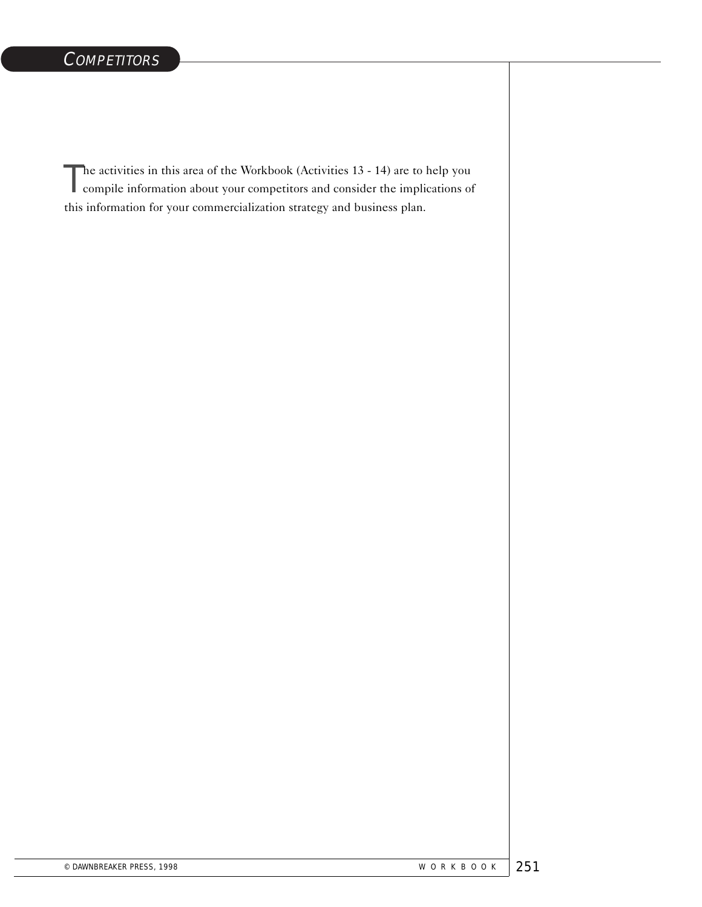# COMPETITORS

The activities in this area of the Workbook (Activities 13 - 14) are to help you compile information about your competitors and consider the implications of this information for your commercialization strategy and business plan.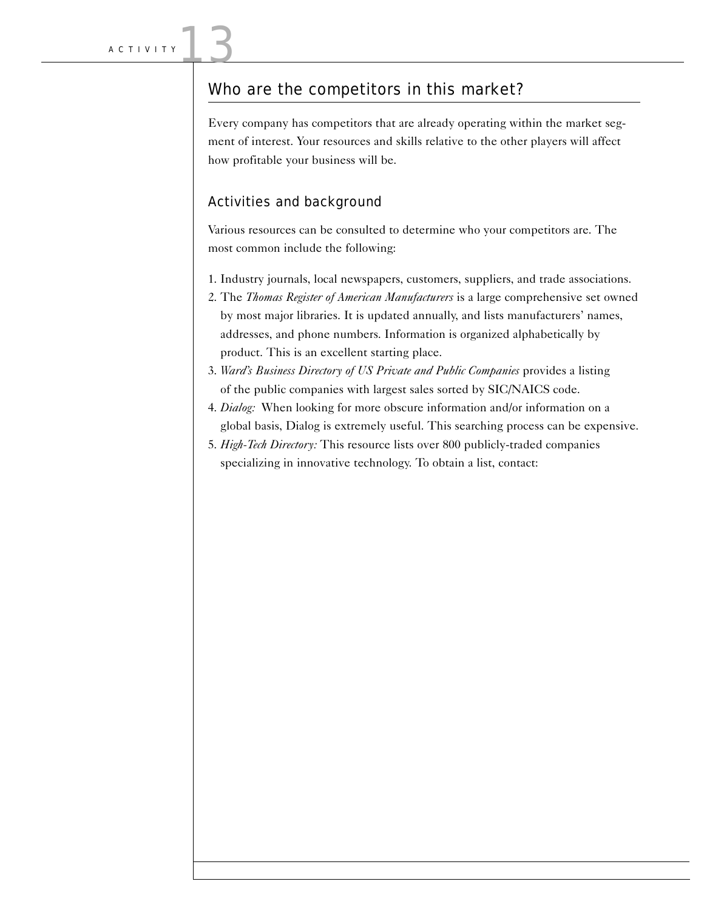ACTIVITY 13

# Who are the competitors in this market?

Every company has competitors that are already operating within the market segment of interest. Your resources and skills relative to the other players will affect how profitable your business will be.

## Activities and background

Various resources can be consulted to determine who your competitors are. The most common include the following:

1. Industry journals, local newspapers, customers, suppliers, and trade associations.
2. The *Thomas Register of American Manufacturers* is a large comprehensive set owned by most major libraries. It is updated annually, and lists manufacturers' names, addresses, and phone numbers. Information is organized alphabetically by product. This is an excellent starting place.
3. *Ward's Business Directory of US Private and Public Companies* provides a listing of the public companies with largest sales sorted by SIC/NAICS code.
4. *Dialog:* When looking for more obscure information and/or information on a global basis, Dialog is extremely useful. This searching process can be expensive.
5. *High-Tech Directory:* This resource lists over 800 publicly-traded companies specializing in innovative technology. To obtain a list, contact: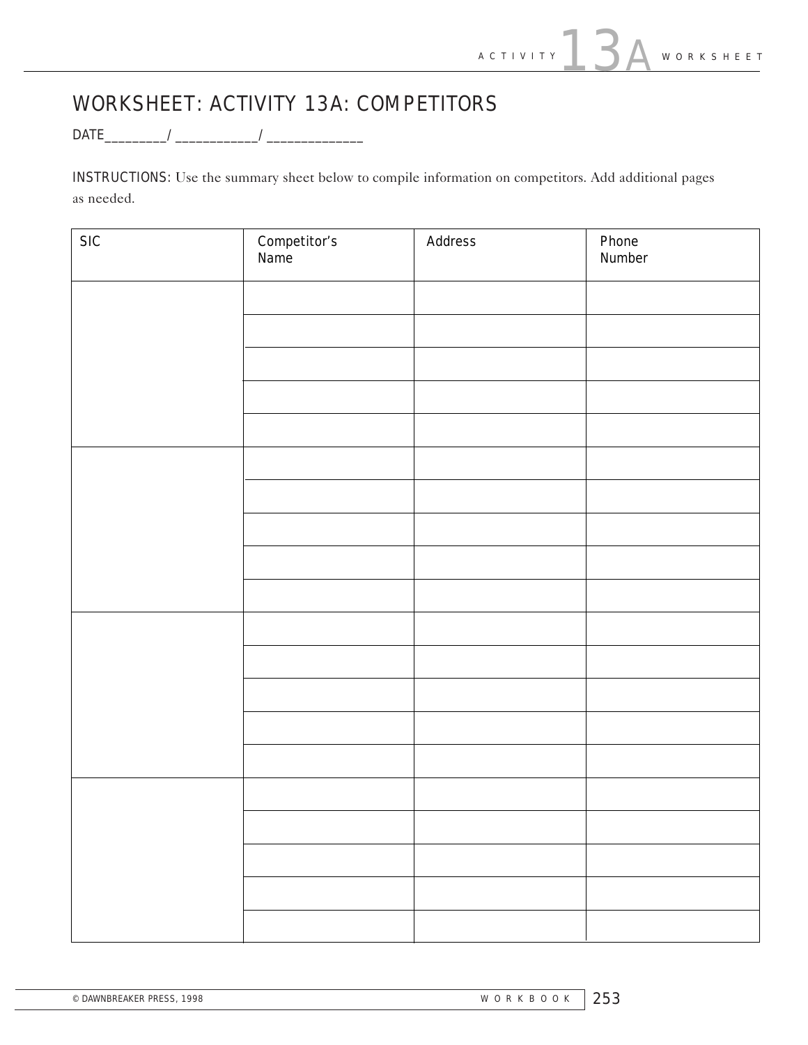# WORKSHEET: ACTIVITY 13A: COMPETITORS

DATE_________/ ____________/ ______________

INSTRUCTIONS: Use the summary sheet below to compile information on competitors. Add additional pages as needed.

| SIC | Competitor's Name | Address | Phone Number |
|---|---|---|---|
| | | | |
| | | | |
| | | | |
| | | | |
| | | | |
| | | | |
| | | | |
| | | | |
| | | | |
| | | | |
| | | | |
| | | | |
| | | | |
| | | | |
| | | | |
| | | | |
| | | | |
| | | | |
| | | | |
| | | | |

© DAWNBREAKER PRESS, 1998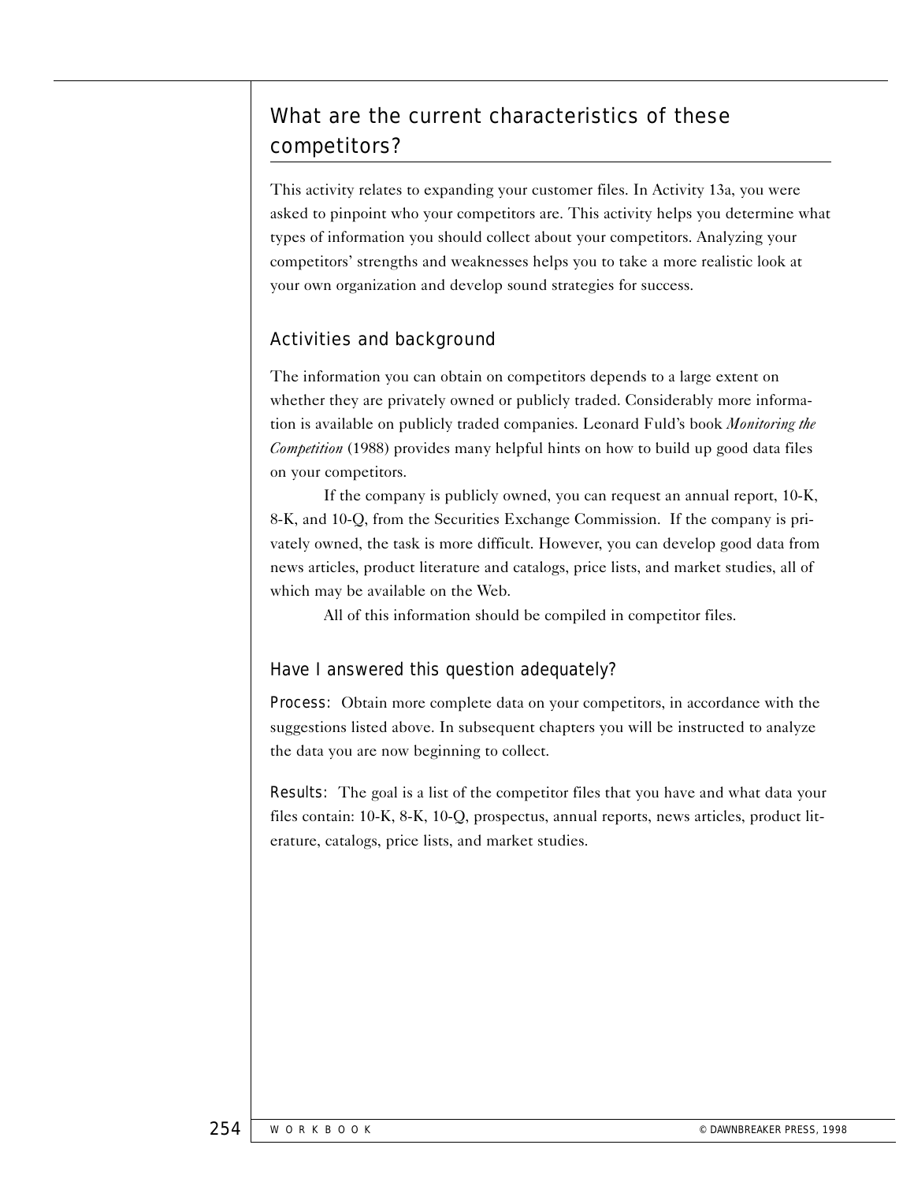## What are the current characteristics of these competitors?

This activity relates to expanding your customer files. In Activity 13a, you were asked to pinpoint who your competitors are. This activity helps you determine what types of information you should collect about your competitors. Analyzing your competitors' strengths and weaknesses helps you to take a more realistic look at your own organization and develop sound strategies for success.

### Activities and background

The information you can obtain on competitors depends to a large extent on whether they are privately owned or publicly traded. Considerably more information is available on publicly traded companies. Leonard Fuld's book *Monitoring the Competition* (1988) provides many helpful hints on how to build up good data files on your competitors.

If the company is publicly owned, you can request an annual report, 10-K, 8-K, and 10-Q, from the Securities Exchange Commission. If the company is privately owned, the task is more difficult. However, you can develop good data from news articles, product literature and catalogs, price lists, and market studies, all of which may be available on the Web.

All of this information should be compiled in competitor files.

### Have I answered this question adequately?

Process: Obtain more complete data on your competitors, in accordance with the suggestions listed above. In subsequent chapters you will be instructed to analyze the data you are now beginning to collect.

Results: The goal is a list of the competitor files that you have and what data your files contain: 10-K, 8-K, 10-Q, prospectus, annual reports, news articles, product literature, catalogs, price lists, and market studies.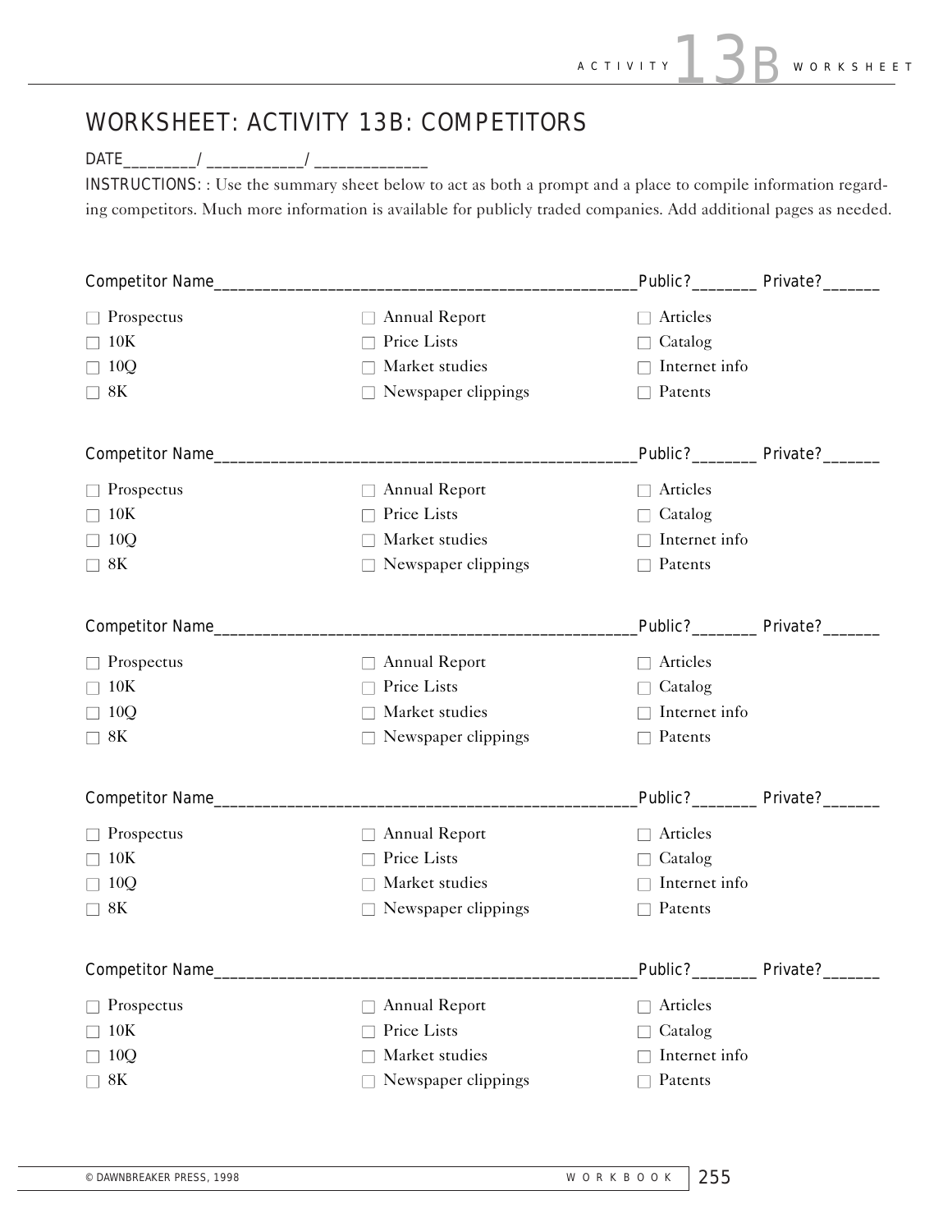# WORKSHEET: ACTIVITY 13B: COMPETITORS

DATE_________/ ____________/ ______________

INSTRUCTIONS: : Use the summary sheet below to act as both a prompt and a place to compile information regarding competitors. Much more information is available for publicly traded companies. Add additional pages as needed.

Competitor Name____________________________________________________Public?________ Private?_______

- ☐ Prospectus
- ☐ 10K
- ☐ 10Q
- ☐ 8K
- ☐ Annual Report
- ☐ Price Lists
- ☐ Market studies
- ☐ Newspaper clippings
- ☐ Articles
- ☐ Catalog
- ☐ Internet info
- ☐ Patents

Competitor Name____________________________________________________Public?________ Private?_______

- ☐ Prospectus
- ☐ 10K
- ☐ 10Q
- ☐ 8K
- ☐ Annual Report
- ☐ Price Lists
- ☐ Market studies
- ☐ Newspaper clippings
- ☐ Articles
- ☐ Catalog
- ☐ Internet info
- ☐ Patents

Competitor Name____________________________________________________Public?________ Private?_______

- ☐ Prospectus
- ☐ 10K
- ☐ 10Q
- ☐ 8K
- ☐ Annual Report
- ☐ Price Lists
- ☐ Market studies
- ☐ Newspaper clippings
- ☐ Articles
- ☐ Catalog
- ☐ Internet info
- ☐ Patents

Competitor Name____________________________________________________Public?________ Private?_______

- ☐ Prospectus
- ☐ 10K
- ☐ 10Q
- ☐ 8K
- ☐ Annual Report
- ☐ Price Lists
- ☐ Market studies
- ☐ Newspaper clippings
- ☐ Articles
- ☐ Catalog
- ☐ Internet info
- ☐ Patents

Competitor Name____________________________________________________Public?________ Private?_______

- ☐ Prospectus
- ☐ 10K
- ☐ 10Q
- ☐ 8K
- ☐ Annual Report
- ☐ Price Lists
- ☐ Market studies
- ☐ Newspaper clippings
- ☐ Articles
- ☐ Catalog
- ☐ Internet info
- ☐ Patents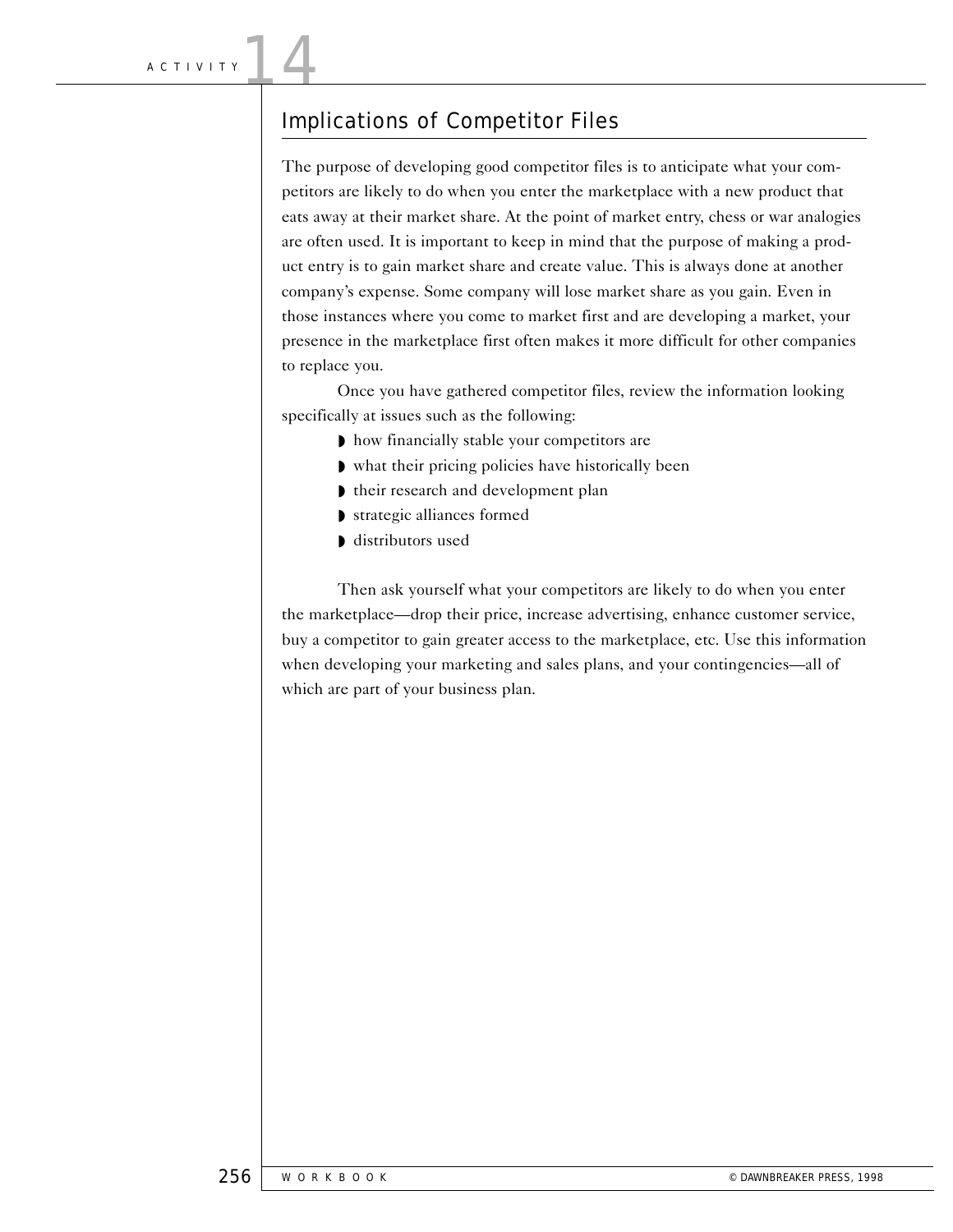# ACTIVITY 14

## Implications of Competitor Files

The purpose of developing good competitor files is to anticipate what your competitors are likely to do when you enter the marketplace with a new product that eats away at their market share. At the point of market entry, chess or war analogies are often used. It is important to keep in mind that the purpose of making a product entry is to gain market share and create value. This is always done at another company's expense. Some company will lose market share as you gain. Even in those instances where you come to market first and are developing a market, your presence in the marketplace first often makes it more difficult for other companies to replace you.

Once you have gathered competitor files, review the information looking specifically at issues such as the following:

- how financially stable your competitors are
- what their pricing policies have historically been
- their research and development plan
- strategic alliances formed
- distributors used

Then ask yourself what your competitors are likely to do when you enter the marketplace—drop their price, increase advertising, enhance customer service, buy a competitor to gain greater access to the marketplace, etc. Use this information when developing your marketing and sales plans, and your contingencies—all of which are part of your business plan.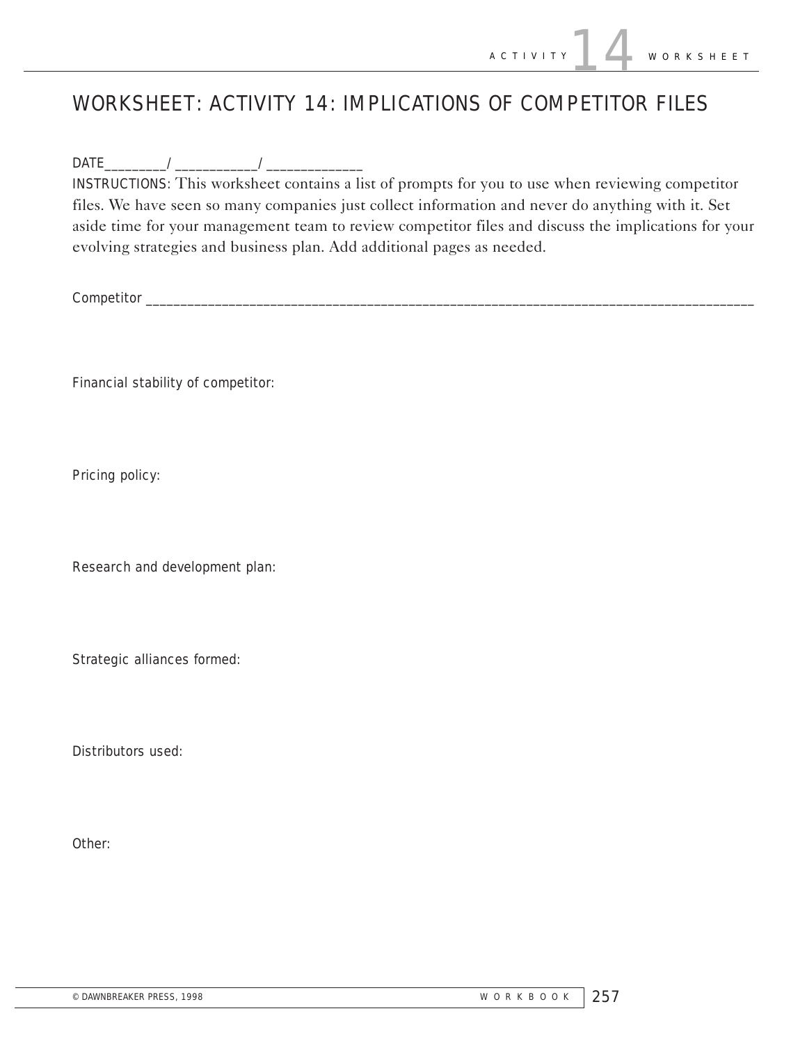# WORKSHEET: ACTIVITY 14: IMPLICATIONS OF COMPETITOR FILES

DATE_________/ ____________/ ______________

INSTRUCTIONS: This worksheet contains a list of prompts for you to use when reviewing competitor files. We have seen so many companies just collect information and never do anything with it. Set aside time for your management team to review competitor files and discuss the implications for your evolving strategies and business plan. Add additional pages as needed.

Competitor ________________________________________________________________________________________

Financial stability of competitor:

Pricing policy:

Research and development plan:

Strategic alliances formed:

Distributors used:

Other:

© DAWNBREAKER PRESS, 1998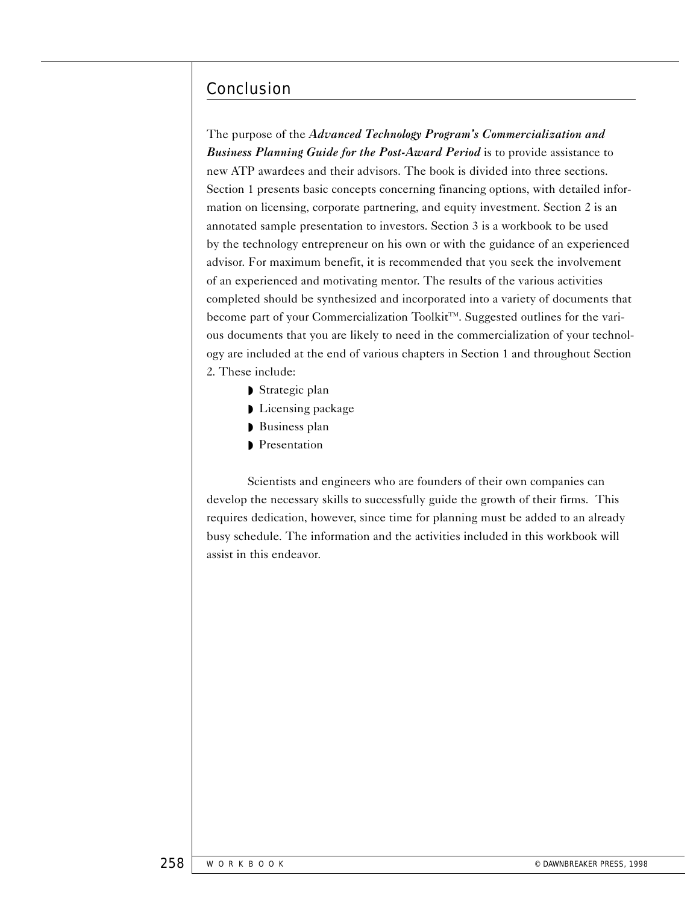## Conclusion

The purpose of the ***Advanced Technology Program's Commercialization and Business Planning Guide for the Post-Award Period*** is to provide assistance to new ATP awardees and their advisors. The book is divided into three sections. Section 1 presents basic concepts concerning financing options, with detailed information on licensing, corporate partnering, and equity investment. Section 2 is an annotated sample presentation to investors. Section 3 is a workbook to be used by the technology entrepreneur on his own or with the guidance of an experienced advisor. For maximum benefit, it is recommended that you seek the involvement of an experienced and motivating mentor. The results of the various activities completed should be synthesized and incorporated into a variety of documents that become part of your Commercialization Toolkit™. Suggested outlines for the various documents that you are likely to need in the commercialization of your technology are included at the end of various chapters in Section 1 and throughout Section 2. These include:

- Strategic plan
- Licensing package
- Business plan
- Presentation

Scientists and engineers who are founders of their own companies can develop the necessary skills to successfully guide the growth of their firms. This requires dedication, however, since time for planning must be added to an already busy schedule. The information and the activities included in this workbook will assist in this endeavor.